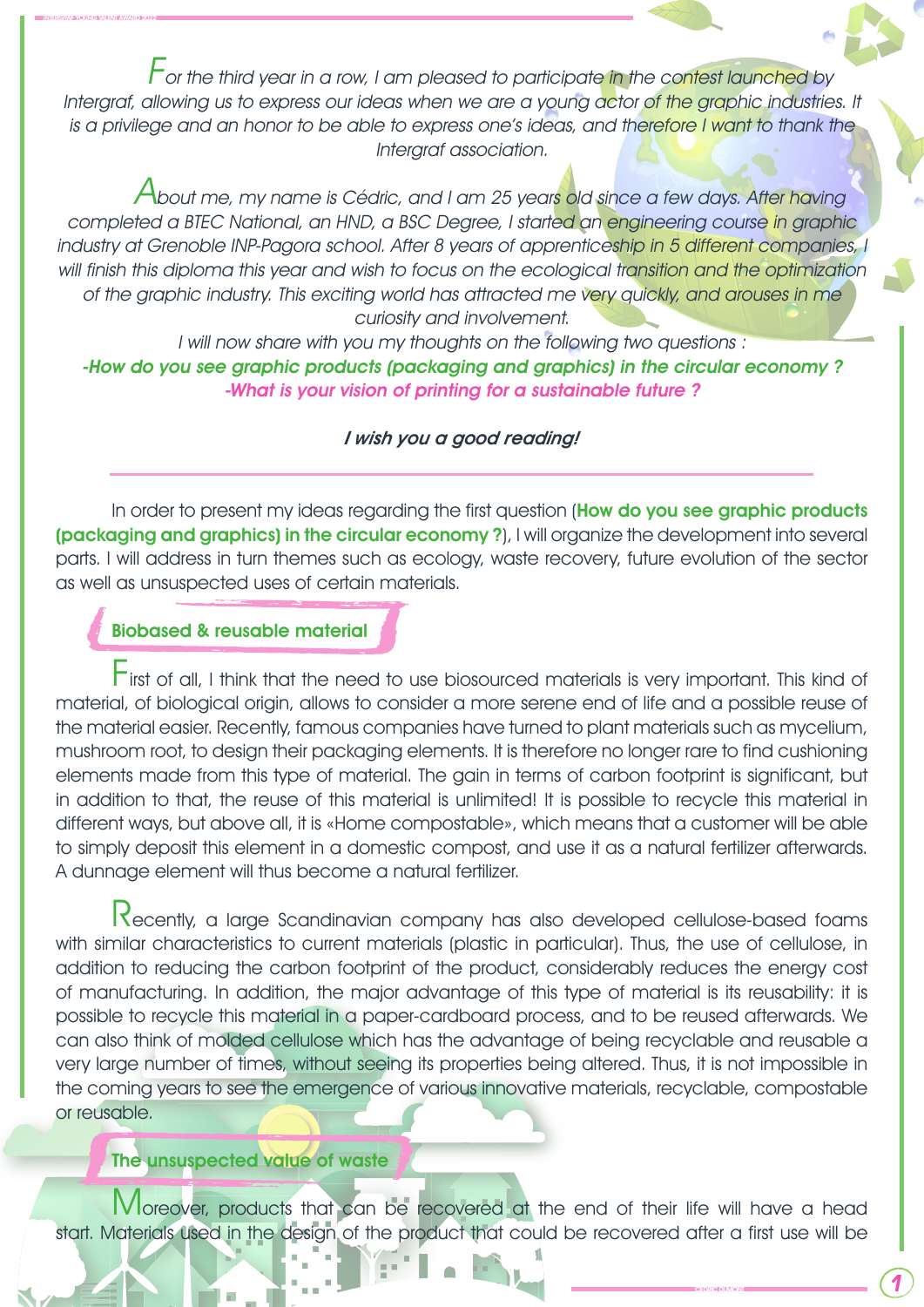*For the third year in a row, I am pleased to participate in the contest launched by Intergraf, allowing us to express our ideas when we are a young actor of the graphic industries. It is a privilege and an honor to be able to express one's ideas, and therefore I want to thank the Intergraf association.*

*About me, my name is Cédric, and I am 25 years old since a few days. After having completed a BTEC National, an HND, a BSC Degree, I started an engineering course in graphic industry at Grenoble INP-Pagora school. After 8 years of apprenticeship in 5 different companies, I will finish this diploma this year and wish to focus on the ecological transition and the optimization of the graphic industry. This exciting world has attracted me very quickly, and arouses in me curiosity and involvement.*

*I will now share with you my thoughts on the following two questions :*

***-How do you see graphic products (packaging and graphics) in the circular economy ?***

***-What is your vision of printing for a sustainable future ?***

***I wish you a good reading!***

---

In order to present my ideas regarding the first question (**How do you see graphic products (packaging and graphics) in the circular economy ?**), I will organize the development into several parts. I will address in turn themes such as ecology, waste recovery, future evolution of the sector as well as unsuspected uses of certain materials.

## Biobased & reusable material

First of all, I think that the need to use biosourced materials is very important. This kind of material, of biological origin, allows to consider a more serene end of life and a possible reuse of the material easier. Recently, famous companies have turned to plant materials such as mycelium, mushroom root, to design their packaging elements. It is therefore no longer rare to find cushioning elements made from this type of material. The gain in terms of carbon footprint is significant, but in addition to that, the reuse of this material is unlimited! It is possible to recycle this material in different ways, but above all, it is «Home compostable», which means that a customer will be able to simply deposit this element in a domestic compost, and use it as a natural fertilizer afterwards. A dunnage element will thus become a natural fertilizer.

Recently, a large Scandinavian company has also developed cellulose-based foams with similar characteristics to current materials (plastic in particular). Thus, the use of cellulose, in addition to reducing the carbon footprint of the product, considerably reduces the energy cost of manufacturing. In addition, the major advantage of this type of material is its reusability: it is possible to recycle this material in a paper-cardboard process, and to be reused afterwards. We can also think of molded cellulose which has the advantage of being recyclable and reusable a very large number of times, without seeing its properties being altered. Thus, it is not impossible in the coming years to see the emergence of various innovative materials, recyclable, compostable or reusable.

## The unsuspected value of waste

Moreover, products that can be recovered at the end of their life will have a head start. Materials used in the design of the product that could be recovered after a first use will be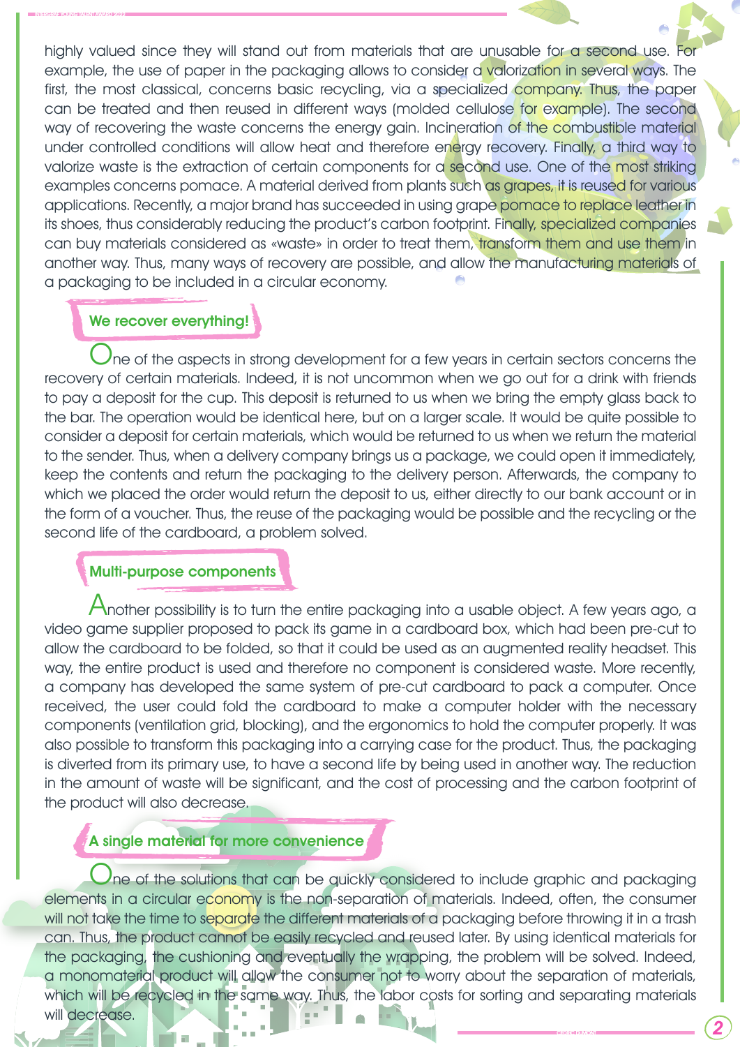highly valued since they will stand out from materials that are unusable for a second use. For example, the use of paper in the packaging allows to consider a valorization in several ways. The first, the most classical, concerns basic recycling, via a specialized company. Thus, the paper can be treated and then reused in different ways (molded cellulose for example). The second way of recovering the waste concerns the energy gain. Incineration of the combustible material under controlled conditions will allow heat and therefore energy recovery. Finally, a third way to valorize waste is the extraction of certain components for a second use. One of the most striking examples concerns pomace. A material derived from plants such as grapes, it is reused for various applications. Recently, a major brand has succeeded in using grape pomace to replace leather in its shoes, thus considerably reducing the product's carbon footprint. Finally, specialized companies can buy materials considered as «waste» in order to treat them, transform them and use them in another way. Thus, many ways of recovery are possible, and allow the manufacturing materials of a packaging to be included in a circular economy.

## We recover everything!

One of the aspects in strong development for a few years in certain sectors concerns the recovery of certain materials. Indeed, it is not uncommon when we go out for a drink with friends to pay a deposit for the cup. This deposit is returned to us when we bring the empty glass back to the bar. The operation would be identical here, but on a larger scale. It would be quite possible to consider a deposit for certain materials, which would be returned to us when we return the material to the sender. Thus, when a delivery company brings us a package, we could open it immediately, keep the contents and return the packaging to the delivery person. Afterwards, the company to which we placed the order would return the deposit to us, either directly to our bank account or in the form of a voucher. Thus, the reuse of the packaging would be possible and the recycling or the second life of the cardboard, a problem solved.

## Multi-purpose components

Another possibility is to turn the entire packaging into a usable object. A few years ago, a video game supplier proposed to pack its game in a cardboard box, which had been pre-cut to allow the cardboard to be folded, so that it could be used as an augmented reality headset. This way, the entire product is used and therefore no component is considered waste. More recently, a company has developed the same system of pre-cut cardboard to pack a computer. Once received, the user could fold the cardboard to make a computer holder with the necessary components (ventilation grid, blocking), and the ergonomics to hold the computer properly. It was also possible to transform this packaging into a carrying case for the product. Thus, the packaging is diverted from its primary use, to have a second life by being used in another way. The reduction in the amount of waste will be significant, and the cost of processing and the carbon footprint of the product will also decrease.

## A single material for more convenience

One of the solutions that can be quickly considered to include graphic and packaging elements in a circular economy is the non-separation of materials. Indeed, often, the consumer will not take the time to separate the different materials of a packaging before throwing it in a trash can. Thus, the product cannot be easily recycled and reused later. By using identical materials for the packaging, the cushioning and eventually the wrapping, the problem will be solved. Indeed, a monomaterial product will allow the consumer not to worry about the separation of materials, which will be recycled in the same way. Thus, the labor costs for sorting and separating materials will decrease.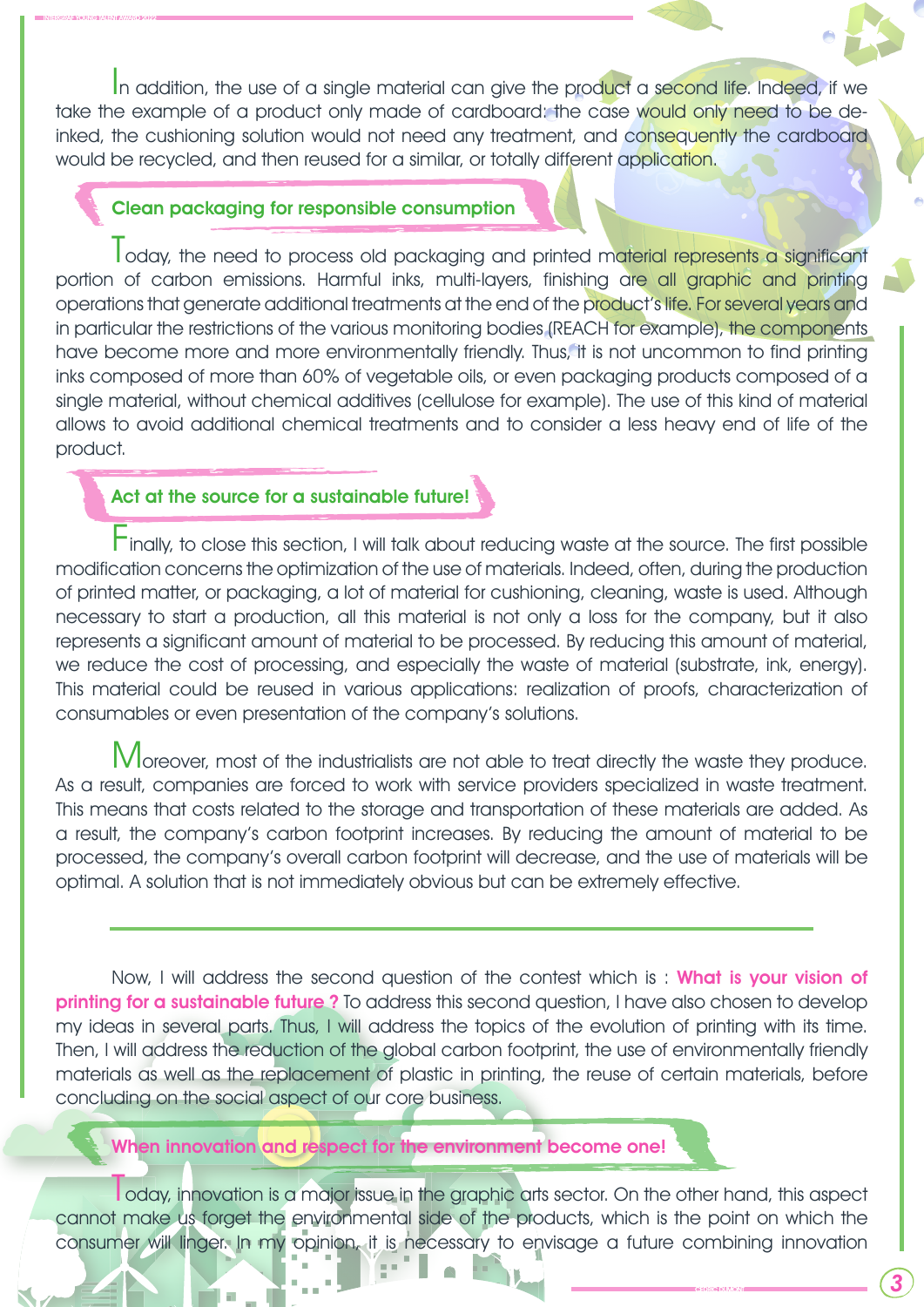In addition, the use of a single material can give the product a second life. Indeed, if we take the example of a product only made of cardboard: the case would only need to be de-inked, the cushioning solution would not need any treatment, and consequently the cardboard would be recycled, and then reused for a similar, or totally different application.

## Clean packaging for responsible consumption

Today, the need to process old packaging and printed material represents a significant portion of carbon emissions. Harmful inks, multi-layers, finishing are all graphic and printing operations that generate additional treatments at the end of the product's life. For several years and in particular the restrictions of the various monitoring bodies (REACH for example), the components have become more and more environmentally friendly. Thus, it is not uncommon to find printing inks composed of more than 60% of vegetable oils, or even packaging products composed of a single material, without chemical additives (cellulose for example). The use of this kind of material allows to avoid additional chemical treatments and to consider a less heavy end of life of the product.

## Act at the source for a sustainable future!

Finally, to close this section, I will talk about reducing waste at the source. The first possible modification concerns the optimization of the use of materials. Indeed, often, during the production of printed matter, or packaging, a lot of material for cushioning, cleaning, waste is used. Although necessary to start a production, all this material is not only a loss for the company, but it also represents a significant amount of material to be processed. By reducing this amount of material, we reduce the cost of processing, and especially the waste of material (substrate, ink, energy). This material could be reused in various applications: realization of proofs, characterization of consumables or even presentation of the company's solutions.

Moreover, most of the industrialists are not able to treat directly the waste they produce. As a result, companies are forced to work with service providers specialized in waste treatment. This means that costs related to the storage and transportation of these materials are added. As a result, the company's carbon footprint increases. By reducing the amount of material to be processed, the company's overall carbon footprint will decrease, and the use of materials will be optimal. A solution that is not immediately obvious but can be extremely effective.

---

Now, I will address the second question of the contest which is : **What is your vision of printing for a sustainable future ?** To address this second question, I have also chosen to develop my ideas in several parts. Thus, I will address the topics of the evolution of printing with its time. Then, I will address the reduction of the global carbon footprint, the use of environmentally friendly materials as well as the replacement of plastic in printing, the reuse of certain materials, before concluding on the social aspect of our core business.

## When innovation and respect for the environment become one!

Today, innovation is a major issue in the graphic arts sector. On the other hand, this aspect cannot make us forget the environmental side of the products, which is the point on which the consumer will linger. In my opinion, it is necessary to envisage a future combining innovation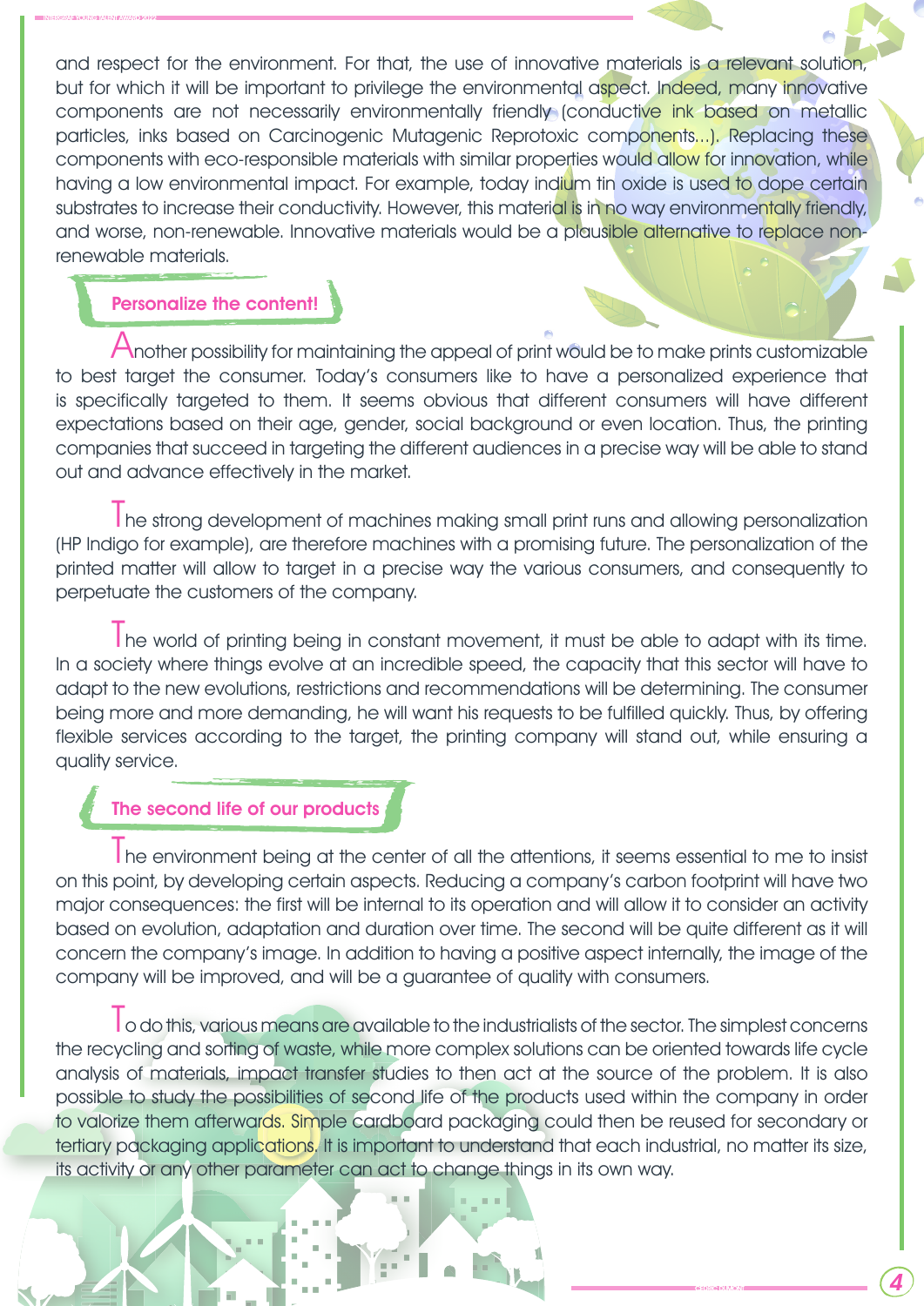and respect for the environment. For that, the use of innovative materials is a relevant solution, but for which it will be important to privilege the environmental aspect. Indeed, many innovative components are not necessarily environmentally friendly (conductive ink based on metallic particles, inks based on Carcinogenic Mutagenic Reprotoxic components...). Replacing these components with eco-responsible materials with similar properties would allow for innovation, while having a low environmental impact. For example, today indium tin oxide is used to dope certain substrates to increase their conductivity. However, this material is in no way environmentally friendly, and worse, non-renewable. Innovative materials would be a plausible alternative to replace non-renewable materials.

## Personalize the content!

Another possibility for maintaining the appeal of print would be to make prints customizable to best target the consumer. Today's consumers like to have a personalized experience that is specifically targeted to them. It seems obvious that different consumers will have different expectations based on their age, gender, social background or even location. Thus, the printing companies that succeed in targeting the different audiences in a precise way will be able to stand out and advance effectively in the market.

The strong development of machines making small print runs and allowing personalization (HP Indigo for example), are therefore machines with a promising future. The personalization of the printed matter will allow to target in a precise way the various consumers, and consequently to perpetuate the customers of the company.

The world of printing being in constant movement, it must be able to adapt with its time. In a society where things evolve at an incredible speed, the capacity that this sector will have to adapt to the new evolutions, restrictions and recommendations will be determining. The consumer being more and more demanding, he will want his requests to be fulfilled quickly. Thus, by offering flexible services according to the target, the printing company will stand out, while ensuring a quality service.

## The second life of our products

The environment being at the center of all the attentions, it seems essential to me to insist on this point, by developing certain aspects. Reducing a company's carbon footprint will have two major consequences: the first will be internal to its operation and will allow it to consider an activity based on evolution, adaptation and duration over time. The second will be quite different as it will concern the company's image. In addition to having a positive aspect internally, the image of the company will be improved, and will be a guarantee of quality with consumers.

To do this, various means are available to the industrialists of the sector. The simplest concerns the recycling and sorting of waste, while more complex solutions can be oriented towards life cycle analysis of materials, impact transfer studies to then act at the source of the problem. It is also possible to study the possibilities of second life of the products used within the company in order to valorize them afterwards. Simple cardboard packaging could then be reused for secondary or tertiary packaging applications. It is important to understand that each industrial, no matter its size, its activity or any other parameter can act to change things in its own way.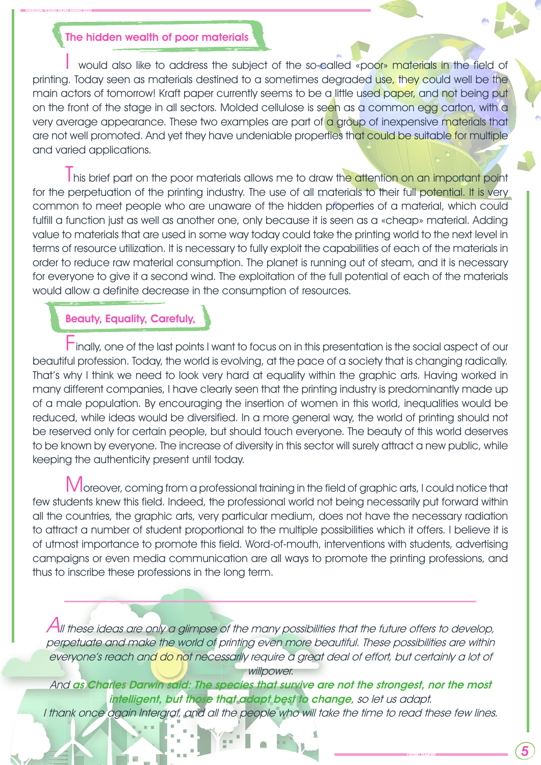## The hidden wealth of poor materials

I would also like to address the subject of the so-called «poor» materials in the field of printing. Today seen as materials destined to a sometimes degraded use, they could well be the main actors of tomorrow! Kraft paper currently seems to be a little used paper, and not being put on the front of the stage in all sectors. Molded cellulose is seen as a common egg carton, with a very average appearance. These two examples are part of a group of inexpensive materials that are not well promoted. And yet they have undeniable properties that could be suitable for multiple and varied applications.

This brief part on the poor materials allows me to draw the attention on an important point for the perpetuation of the printing industry. The use of all materials to their full potential. It is very common to meet people who are unaware of the hidden properties of a material, which could fulfill a function just as well as another one, only because it is seen as a «cheap» material. Adding value to materials that are used in some way today could take the printing world to the next level in terms of resource utilization. It is necessary to fully exploit the capabilities of each of the materials in order to reduce raw material consumption. The planet is running out of steam, and it is necessary for everyone to give it a second wind. The exploitation of the full potential of each of the materials would allow a definite decrease in the consumption of resources.

## Beauty, Equality, Carefuly,

Finally, one of the last points I want to focus on in this presentation is the social aspect of our beautiful profession. Today, the world is evolving, at the pace of a society that is changing radically. That's why I think we need to look very hard at equality within the graphic arts. Having worked in many different companies, I have clearly seen that the printing industry is predominantly made up of a male population. By encouraging the insertion of women in this world, inequalities would be reduced, while ideas would be diversified. In a more general way, the world of printing should not be reserved only for certain people, but should touch everyone. The beauty of this world deserves to be known by everyone. The increase of diversity in this sector will surely attract a new public, while keeping the authenticity present until today.

Moreover, coming from a professional training in the field of graphic arts, I could notice that few students knew this field. Indeed, the professional world not being necessarily put forward within all the countries, the graphic arts, very particular medium, does not have the necessary radiation to attract a number of student proportional to the multiple possibilities which it offers. I believe it is of utmost importance to promote this field. Word-of-mouth, interventions with students, advertising campaigns or even media communication are all ways to promote the printing professions, and thus to inscribe these professions in the long term.

---

*All these ideas are only a glimpse of the many possibilities that the future offers to develop, perpetuate and make the world of printing even more beautiful. These possibilities are within everyone's reach and do not necessarily require a great deal of effort, but certainly a lot of willpower.*

*And **as Charles Darwin said: The species that survive are not the strongest, nor the most intelligent, but those that adapt best to change**, so let us adapt.*

*I thank once again Intergraf, and all the people who will take the time to read these few lines.*